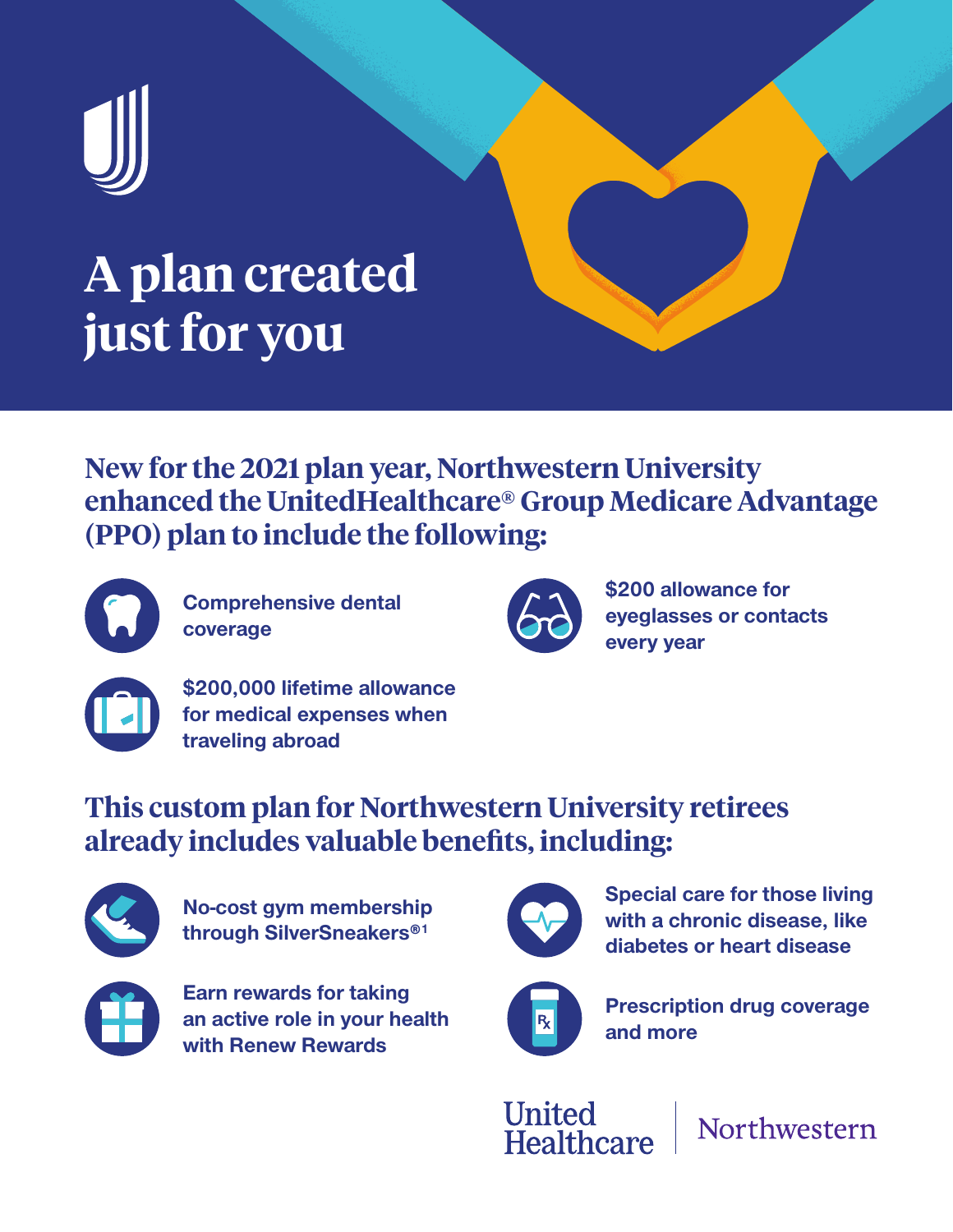# A plan created just for you

## New for the 2021 plan year, Northwestern University enhanced the UnitedHealthcare® Group Medicare Advantage (PPO) plan to include the following:

- **Comprehensive dental coverage**
- **$200 allowance for eyeglasses or contacts every year**
- **$200,000 lifetime allowance for medical expenses when traveling abroad**

## This custom plan for Northwestern University retirees already includes valuable benefits, including:

- **No-cost gym membership through SilverSneakers®[1]**
- **Special care for those living with a chronic disease, like diabetes or heart disease**
- **Earn rewards for taking an active role in your health with Renew Rewards**
- **Prescription drug coverage and more**

United Healthcare | Northwestern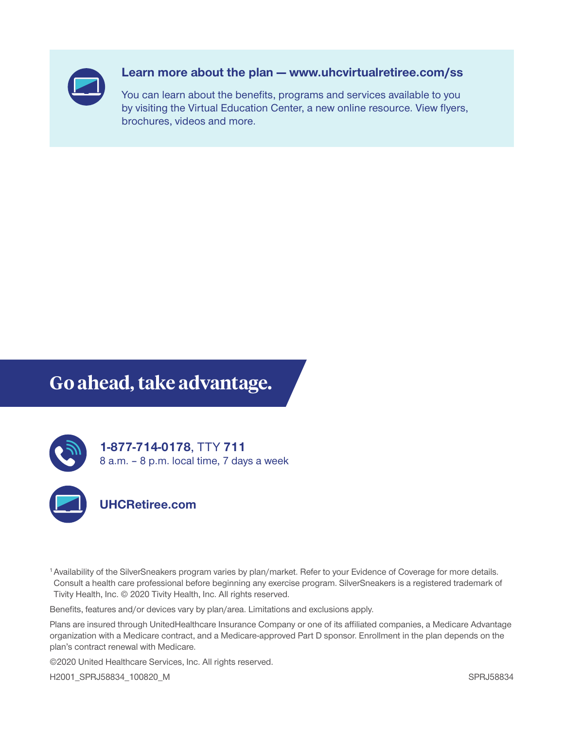**Learn more about the plan — www.uhcvirtualretiree.com/ss**

You can learn about the benefits, programs and services available to you by visiting the Virtual Education Center, a new online resource. View flyers, brochures, videos and more.

# Go ahead, take advantage.

**1-877-714-0178**, TTY **711**
8 a.m. – 8 p.m. local time, 7 days a week

**UHCRetiree.com**

[1] Availability of the SilverSneakers program varies by plan/market. Refer to your Evidence of Coverage for more details. Consult a health care professional before beginning any exercise program. SilverSneakers is a registered trademark of Tivity Health, Inc. © 2020 Tivity Health, Inc. All rights reserved.

Benefits, features and/or devices vary by plan/area. Limitations and exclusions apply.

Plans are insured through UnitedHealthcare Insurance Company or one of its affiliated companies, a Medicare Advantage organization with a Medicare contract, and a Medicare-approved Part D sponsor. Enrollment in the plan depends on the plan's contract renewal with Medicare.

©2020 United Healthcare Services, Inc. All rights reserved.

H2001_SPRJ58834_100820_M

SPRJ58834